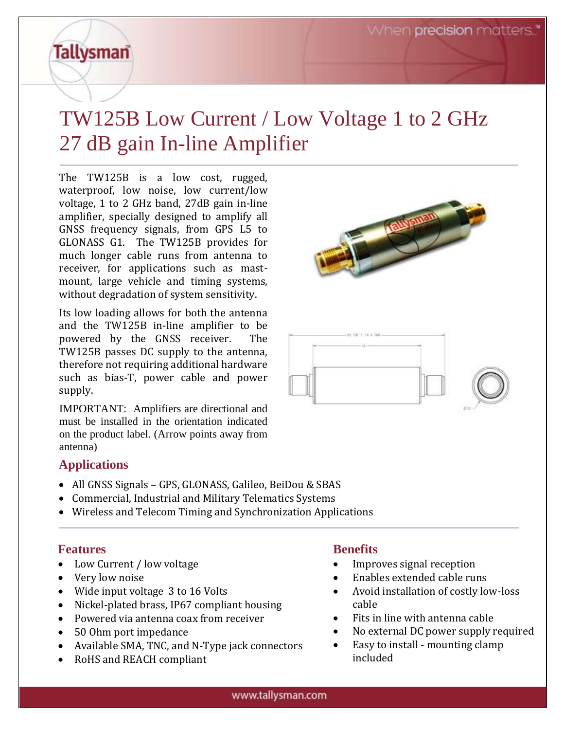# TW125B Low Current / Low Voltage 1 to 2 GHz 27 dB gain In-line Amplifier

The TW125B is a low cost, rugged, waterproof, low noise, low current/low voltage, 1 to 2 GHz band, 27dB gain in-line amplifier, specially designed to amplify all GNSS frequency signals, from GPS L5 to GLONASS G1. The TW125B provides for much longer cable runs from antenna to receiver, for applications such as mast-mount, large vehicle and timing systems, without degradation of system sensitivity.

Its low loading allows for both the antenna and the TW125B in-line amplifier to be powered by the GNSS receiver. The TW125B passes DC supply to the antenna, therefore not requiring additional hardware such as bias-T, power cable and power supply.

IMPORTANT: Amplifiers are directional and must be installed in the orientation indicated on the product label. (Arrow points away from antenna)

## Applications

- All GNSS Signals – GPS, GLONASS, Galileo, BeiDou & SBAS
- Commercial, Industrial and Military Telematics Systems
- Wireless and Telecom Timing and Synchronization Applications

## Features

- Low Current / low voltage
- Very low noise
- Wide input voltage 3 to 16 Volts
- Nickel-plated brass, IP67 compliant housing
- Powered via antenna coax from receiver
- 50 Ohm port impedance
- Available SMA, TNC, and N-Type jack connectors
- RoHS and REACH compliant

## Benefits

- Improves signal reception
- Enables extended cable runs
- Avoid installation of costly low-loss cable
- Fits in line with antenna cable
- No external DC power supply required
- Easy to install - mounting clamp included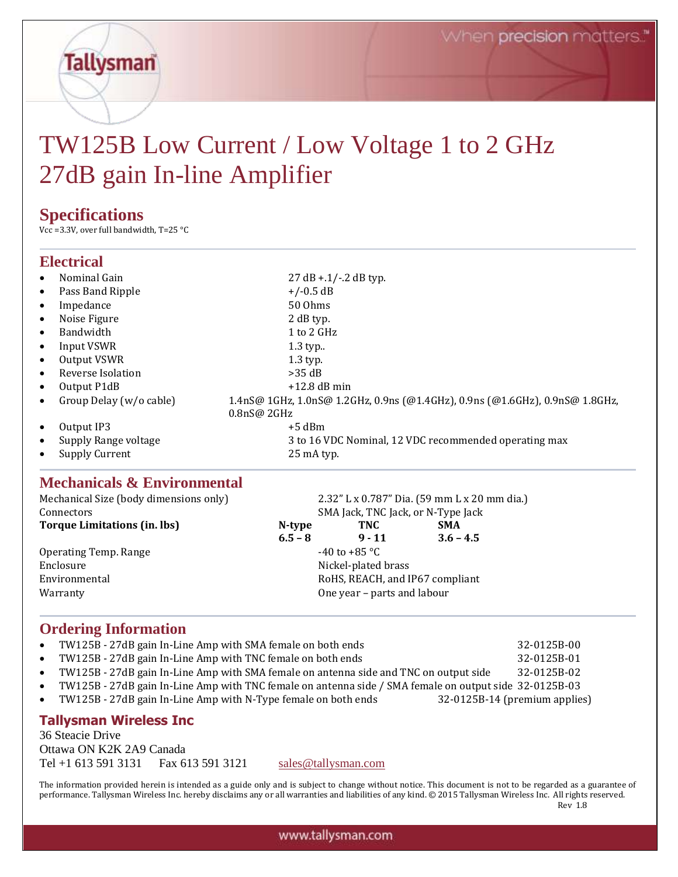# TW125B Low Current / Low Voltage 1 to 2 GHz 27dB gain In-line Amplifier

## Specifications

Vcc =3.3V, over full bandwidth, T=25 °C

## Electrical

- Nominal Gain 27 dB +.1/-.2 dB typ.
- Pass Band Ripple +/-0.5 dB
- Impedance 50 Ohms
- Noise Figure 2 dB typ.
- Bandwidth 1 to 2 GHz
- Input VSWR 1.3 typ..
- Output VSWR 1.3 typ.
- Reverse Isolation >35 dB
- Output P1dB +12.8 dB min
- Group Delay (w/o cable) 1.4nS@ 1GHz, 1.0nS@ 1.2GHz, 0.9ns (@1.4GHz), 0.9ns (@1.6GHz), 0.9nS@ 1.8GHz, 0.8nS@ 2GHz
- Output IP3 +5 dBm
- Supply Range voltage 3 to 16 VDC Nominal, 12 VDC recommended operating max
- Supply Current 25 mA typ.

## Mechanicals & Environmental

| | | | |
|---|---|---|---|
| Mechanical Size (body dimensions only) | 2.32" L x 0.787" Dia. (59 mm L x 20 mm dia.) | | |
| Connectors | SMA Jack, TNC Jack, or N-Type Jack | | |
| **Torque Limitations (in. lbs)** | **N-type** | **TNC** | **SMA** |
| | **6.5 – 8** | **9 - 11** | **3.6 – 4.5** |
| Operating Temp. Range | -40 to +85 °C | | |
| Enclosure | Nickel-plated brass | | |
| Environmental | RoHS, REACH, and IP67 compliant | | |
| Warranty | One year – parts and labour | | |

## Ordering Information

- TW125B - 27dB gain In-Line Amp with SMA female on both ends 32-0125B-00
- TW125B - 27dB gain In-Line Amp with TNC female on both ends 32-0125B-01
- TW125B - 27dB gain In-Line Amp with SMA female on antenna side and TNC on output side 32-0125B-02
- TW125B - 27dB gain In-Line Amp with TNC female on antenna side / SMA female on output side 32-0125B-03
- TW125B - 27dB gain In-Line Amp with N-Type female on both ends 32-0125B-14 (premium applies)

### Tallysman Wireless Inc

36 Steacie Drive
Ottawa ON K2K 2A9 Canada
Tel +1 613 591 3131 Fax 613 591 3121 sales@tallysman.com

The information provided herein is intended as a guide only and is subject to change without notice. This document is not to be regarded as a guarantee of performance. Tallysman Wireless Inc. hereby disclaims any or all warranties and liabilities of any kind. © 2015 Tallysman Wireless Inc. All rights reserved.

Rev 1.8